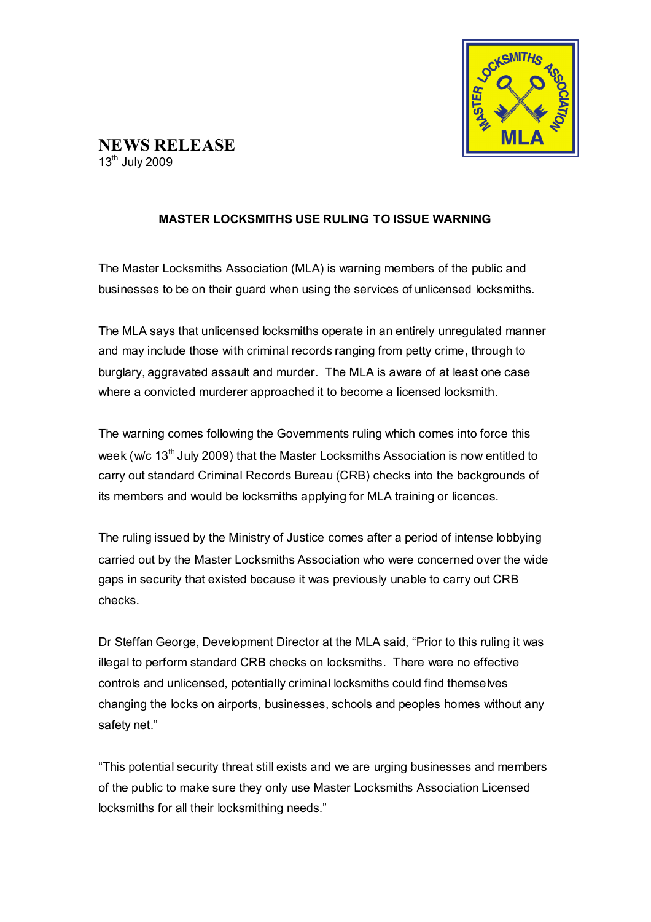# NEWS RELEASE

13th July 2009

## MASTER LOCKSMITHS USE RULING TO ISSUE WARNING

The Master Locksmiths Association (MLA) is warning members of the public and businesses to be on their guard when using the services of unlicensed locksmiths.

The MLA says that unlicensed locksmiths operate in an entirely unregulated manner and may include those with criminal records ranging from petty crime, through to burglary, aggravated assault and murder. The MLA is aware of at least one case where a convicted murderer approached it to become a licensed locksmith.

The warning comes following the Governments ruling which comes into force this week (w/c 13th July 2009) that the Master Locksmiths Association is now entitled to carry out standard Criminal Records Bureau (CRB) checks into the backgrounds of its members and would be locksmiths applying for MLA training or licences.

The ruling issued by the Ministry of Justice comes after a period of intense lobbying carried out by the Master Locksmiths Association who were concerned over the wide gaps in security that existed because it was previously unable to carry out CRB checks.

Dr Steffan George, Development Director at the MLA said, "Prior to this ruling it was illegal to perform standard CRB checks on locksmiths. There were no effective controls and unlicensed, potentially criminal locksmiths could find themselves changing the locks on airports, businesses, schools and peoples homes without any safety net."

"This potential security threat still exists and we are urging businesses and members of the public to make sure they only use Master Locksmiths Association Licensed locksmiths for all their locksmithing needs."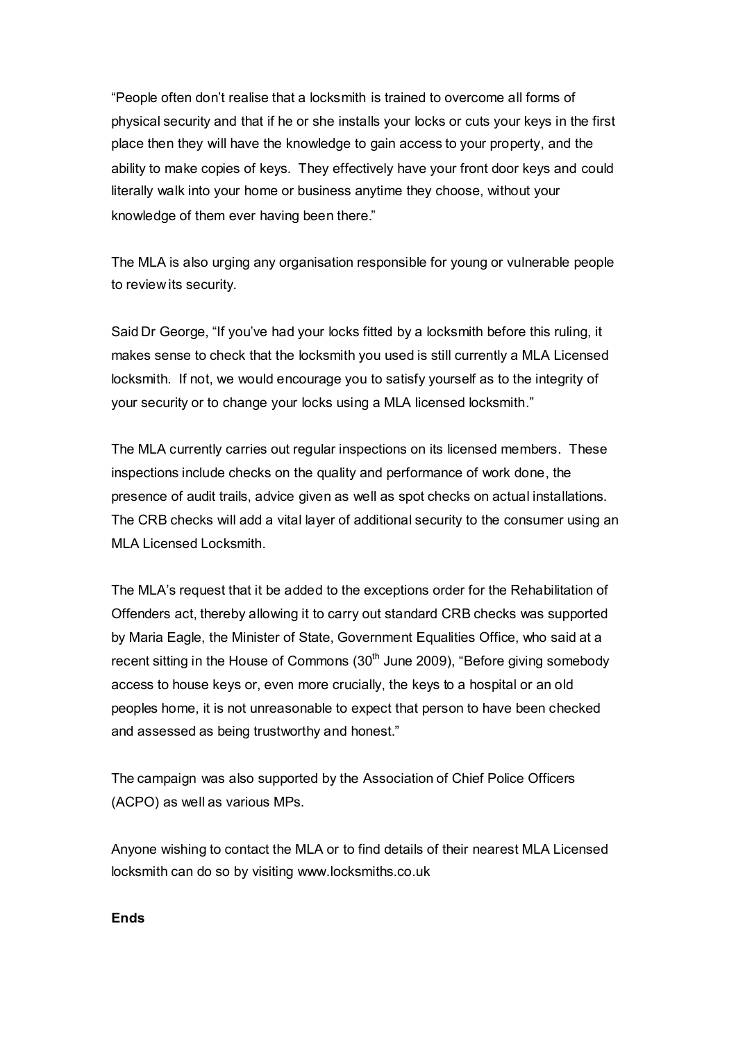"People often don't realise that a locksmith is trained to overcome all forms of physical security and that if he or she installs your locks or cuts your keys in the first place then they will have the knowledge to gain access to your property, and the ability to make copies of keys. They effectively have your front door keys and could literally walk into your home or business anytime they choose, without your knowledge of them ever having been there."

The MLA is also urging any organisation responsible for young or vulnerable people to review its security.

Said Dr George, "If you've had your locks fitted by a locksmith before this ruling, it makes sense to check that the locksmith you used is still currently a MLA Licensed locksmith. If not, we would encourage you to satisfy yourself as to the integrity of your security or to change your locks using a MLA licensed locksmith."

The MLA currently carries out regular inspections on its licensed members. These inspections include checks on the quality and performance of work done, the presence of audit trails, advice given as well as spot checks on actual installations. The CRB checks will add a vital layer of additional security to the consumer using an MLA Licensed Locksmith.

The MLA's request that it be added to the exceptions order for the Rehabilitation of Offenders act, thereby allowing it to carry out standard CRB checks was supported by Maria Eagle, the Minister of State, Government Equalities Office, who said at a recent sitting in the House of Commons (30th June 2009), "Before giving somebody access to house keys or, even more crucially, the keys to a hospital or an old peoples home, it is not unreasonable to expect that person to have been checked and assessed as being trustworthy and honest."

The campaign was also supported by the Association of Chief Police Officers (ACPO) as well as various MPs.

Anyone wishing to contact the MLA or to find details of their nearest MLA Licensed locksmith can do so by visiting www.locksmiths.co.uk

**Ends**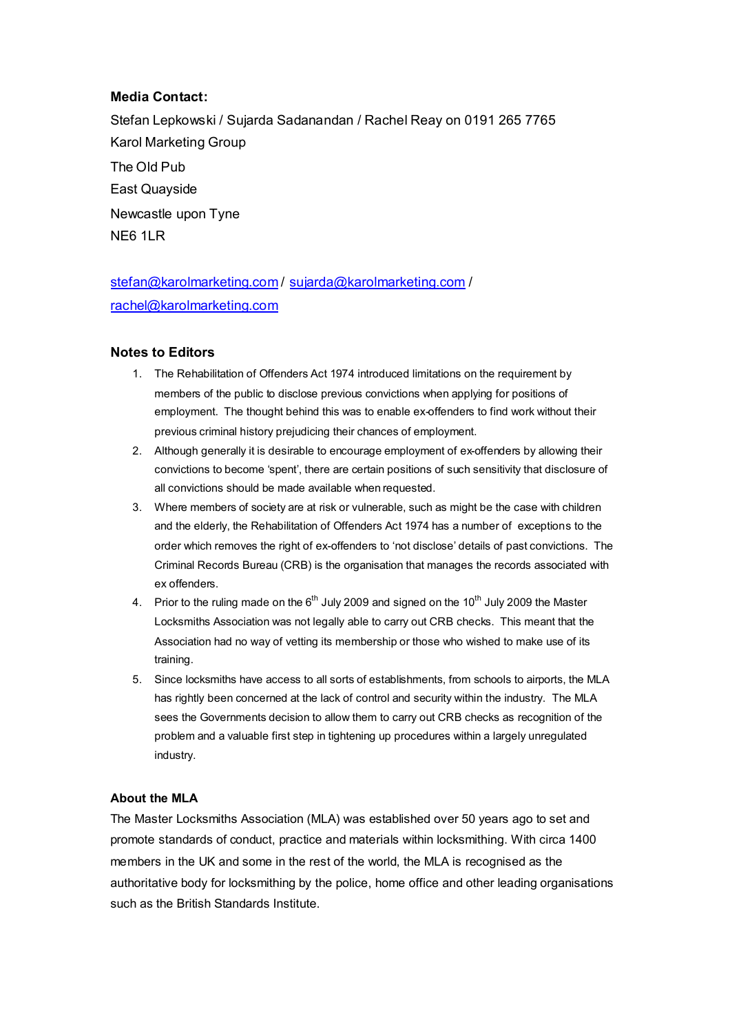**Media Contact:**

Stefan Lepkowski / Sujarda Sadanandan / Rachel Reay on 0191 265 7765
Karol Marketing Group
The Old Pub
East Quayside
Newcastle upon Tyne
NE6 1LR

stefan@karolmarketing.com / sujarda@karolmarketing.com / rachel@karolmarketing.com

## Notes to Editors

1. The Rehabilitation of Offenders Act 1974 introduced limitations on the requirement by members of the public to disclose previous convictions when applying for positions of employment. The thought behind this was to enable ex-offenders to find work without their previous criminal history prejudicing their chances of employment.
2. Although generally it is desirable to encourage employment of ex-offenders by allowing their convictions to become 'spent', there are certain positions of such sensitivity that disclosure of all convictions should be made available when requested.
3. Where members of society are at risk or vulnerable, such as might be the case with children and the elderly, the Rehabilitation of Offenders Act 1974 has a number of exceptions to the order which removes the right of ex-offenders to 'not disclose' details of past convictions. The Criminal Records Bureau (CRB) is the organisation that manages the records associated with ex offenders.
4. Prior to the ruling made on the 6th July 2009 and signed on the 10th July 2009 the Master Locksmiths Association was not legally able to carry out CRB checks. This meant that the Association had no way of vetting its membership or those who wished to make use of its training.
5. Since locksmiths have access to all sorts of establishments, from schools to airports, the MLA has rightly been concerned at the lack of control and security within the industry. The MLA sees the Governments decision to allow them to carry out CRB checks as recognition of the problem and a valuable first step in tightening up procedures within a largely unregulated industry.

**About the MLA**

The Master Locksmiths Association (MLA) was established over 50 years ago to set and promote standards of conduct, practice and materials within locksmithing. With circa 1400 members in the UK and some in the rest of the world, the MLA is recognised as the authoritative body for locksmithing by the police, home office and other leading organisations such as the British Standards Institute.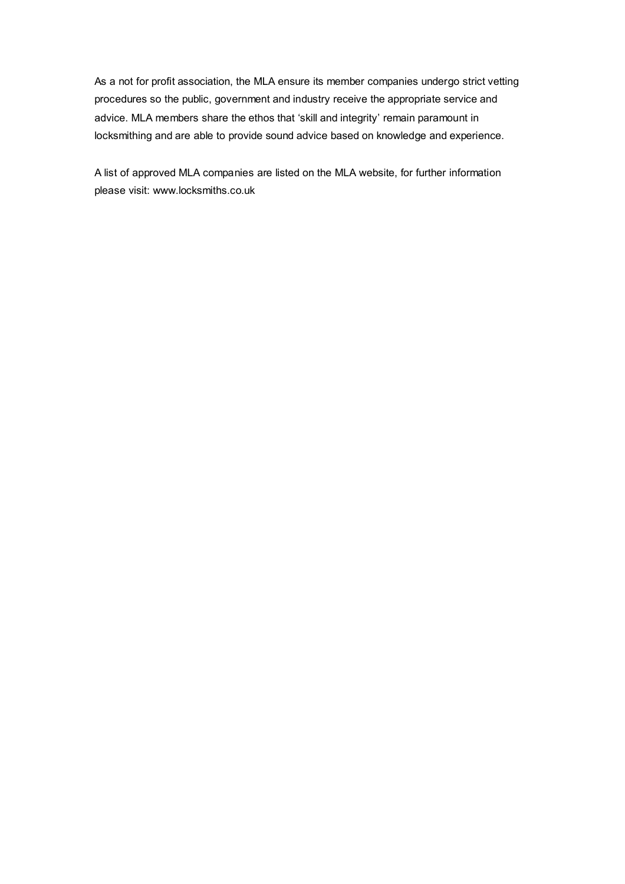As a not for profit association, the MLA ensure its member companies undergo strict vetting procedures so the public, government and industry receive the appropriate service and advice. MLA members share the ethos that 'skill and integrity' remain paramount in locksmithing and are able to provide sound advice based on knowledge and experience.

A list of approved MLA companies are listed on the MLA website, for further information please visit: www.locksmiths.co.uk